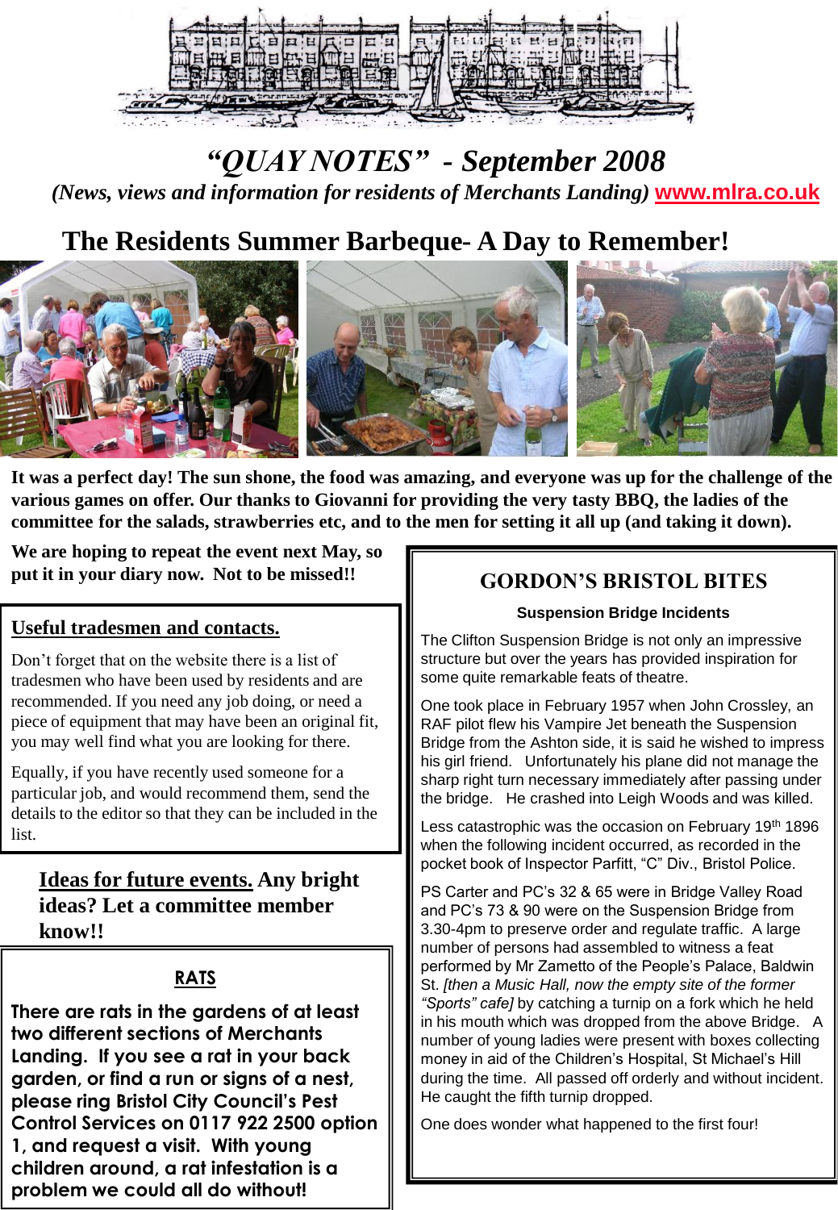# *"QUAY NOTES" - September 2008*

*(News, views and information for residents of Merchants Landing)* **www.mlra.co.uk**

## The Residents Summer Barbeque- A Day to Remember!

**It was a perfect day! The sun shone, the food was amazing, and everyone was up for the challenge of the various games on offer. Our thanks to Giovanni for providing the very tasty BBQ, the ladies of the committee for the salads, strawberries etc, and to the men for setting it all up (and taking it down).**

**We are hoping to repeat the event next May, so put it in your diary now. Not to be missed!!**

### Useful tradesmen and contacts.

Don't forget that on the website there is a list of tradesmen who have been used by residents and are recommended. If you need any job doing, or need a piece of equipment that may have been an original fit, you may well find what you are looking for there.

Equally, if you have recently used someone for a particular job, and would recommend them, send the details to the editor so that they can be included in the list.

**Ideas for future events. Any bright ideas? Let a committee member know!!**

### RATS

**There are rats in the gardens of at least two different sections of Merchants Landing. If you see a rat in your back garden, or find a run or signs of a nest, please ring Bristol City Council's Pest Control Services on 0117 922 2500 option 1, and request a visit. With young children around, a rat infestation is a problem we could all do without!**

## GORDON'S BRISTOL BITES

**Suspension Bridge Incidents**

The Clifton Suspension Bridge is not only an impressive structure but over the years has provided inspiration for some quite remarkable feats of theatre.

One took place in February 1957 when John Crossley, an RAF pilot flew his Vampire Jet beneath the Suspension Bridge from the Ashton side, it is said he wished to impress his girl friend. Unfortunately his plane did not manage the sharp right turn necessary immediately after passing under the bridge. He crashed into Leigh Woods and was killed.

Less catastrophic was the occasion on February 19th 1896 when the following incident occurred, as recorded in the pocket book of Inspector Parfitt, "C" Div., Bristol Police.

PS Carter and PC's 32 & 65 were in Bridge Valley Road and PC's 73 & 90 were on the Suspension Bridge from 3.30-4pm to preserve order and regulate traffic. A large number of persons had assembled to witness a feat performed by Mr Zametto of the People's Palace, Baldwin St. *[then a Music Hall, now the empty site of the former "Sports" cafe]* by catching a turnip on a fork which he held in his mouth which was dropped from the above Bridge. A number of young ladies were present with boxes collecting money in aid of the Children's Hospital, St Michael's Hill during the time. All passed off orderly and without incident. He caught the fifth turnip dropped.

One does wonder what happened to the first four!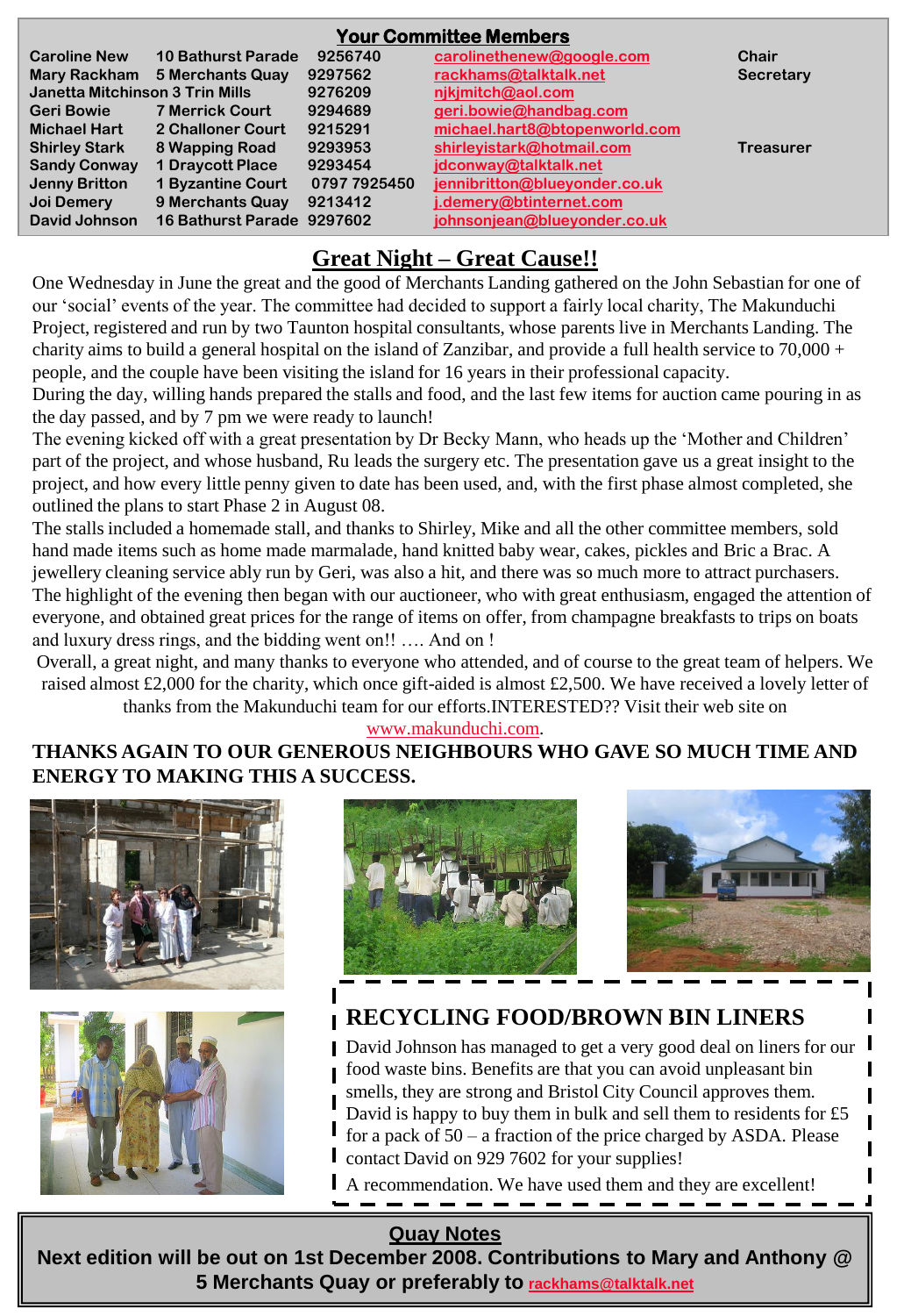## Your Committee Members

| | | | | |
|---|---|---|---|---|
| Caroline New | 10 Bathurst Parade | 9256740 | carolinethenew@google.com | Chair |
| Mary Rackham | 5 Merchants Quay | 9297562 | rackhams@talktalk.net | Secretary |
| Janetta Mitchinson | 3 Trin Mills | 9276209 | njkjmitch@aol.com | |
| Geri Bowie | 7 Merrick Court | 9294689 | geri.bowie@handbag.com | |
| Michael Hart | 2 Challoner Court | 9215291 | michael.hart8@btopenworld.com | |
| Shirley Stark | 8 Wapping Road | 9293953 | shirleyistark@hotmail.com | Treasurer |
| Sandy Conway | 1 Draycott Place | 9293454 | jdconway@talktalk.net | |
| Jenny Britton | 1 Byzantine Court | 0797 7925450 | jennibritton@blueyonder.co.uk | |
| Joi Demery | 9 Merchants Quay | 9213412 | j.demery@btinternet.com | |
| David Johnson | 16 Bathurst Parade | 9297602 | johnsonjean@blueyonder.co.uk | |

## Great Night – Great Cause!!

One Wednesday in June the great and the good of Merchants Landing gathered on the John Sebastian for one of our 'social' events of the year. The committee had decided to support a fairly local charity, The Makunduchi Project, registered and run by two Taunton hospital consultants, whose parents live in Merchants Landing. The charity aims to build a general hospital on the island of Zanzibar, and provide a full health service to 70,000 + people, and the couple have been visiting the island for 16 years in their professional capacity.

During the day, willing hands prepared the stalls and food, and the last few items for auction came pouring in as the day passed, and by 7 pm we were ready to launch!

The evening kicked off with a great presentation by Dr Becky Mann, who heads up the 'Mother and Children' part of the project, and whose husband, Ru leads the surgery etc. The presentation gave us a great insight to the project, and how every little penny given to date has been used, and, with the first phase almost completed, she outlined the plans to start Phase 2 in August 08.

The stalls included a homemade stall, and thanks to Shirley, Mike and all the other committee members, sold hand made items such as home made marmalade, hand knitted baby wear, cakes, pickles and Bric a Brac. A jewellery cleaning service ably run by Geri, was also a hit, and there was so much more to attract purchasers.

The highlight of the evening then began with our auctioneer, who with great enthusiasm, engaged the attention of everyone, and obtained great prices for the range of items on offer, from champagne breakfasts to trips on boats and luxury dress rings, and the bidding went on!! …. And on !

Overall, a great night, and many thanks to everyone who attended, and of course to the great team of helpers. We raised almost £2,000 for the charity, which once gift-aided is almost £2,500. We have received a lovely letter of thanks from the Makunduchi team for our efforts.INTERESTED?? Visit their web site on www.makunduchi.com.

**THANKS AGAIN TO OUR GENEROUS NEIGHBOURS WHO GAVE SO MUCH TIME AND ENERGY TO MAKING THIS A SUCCESS.**

## RECYCLING FOOD/BROWN BIN LINERS

David Johnson has managed to get a very good deal on liners for our food waste bins. Benefits are that you can avoid unpleasant bin smells, they are strong and Bristol City Council approves them. David is happy to buy them in bulk and sell them to residents for £5 for a pack of 50 – a fraction of the price charged by ASDA. Please contact David on 929 7602 for your supplies!

A recommendation. We have used them and they are excellent!

## Quay Notes

**Next edition will be out on 1st December 2008. Contributions to Mary and Anthony @ 5 Merchants Quay or preferably to rackhams@talktalk.net**